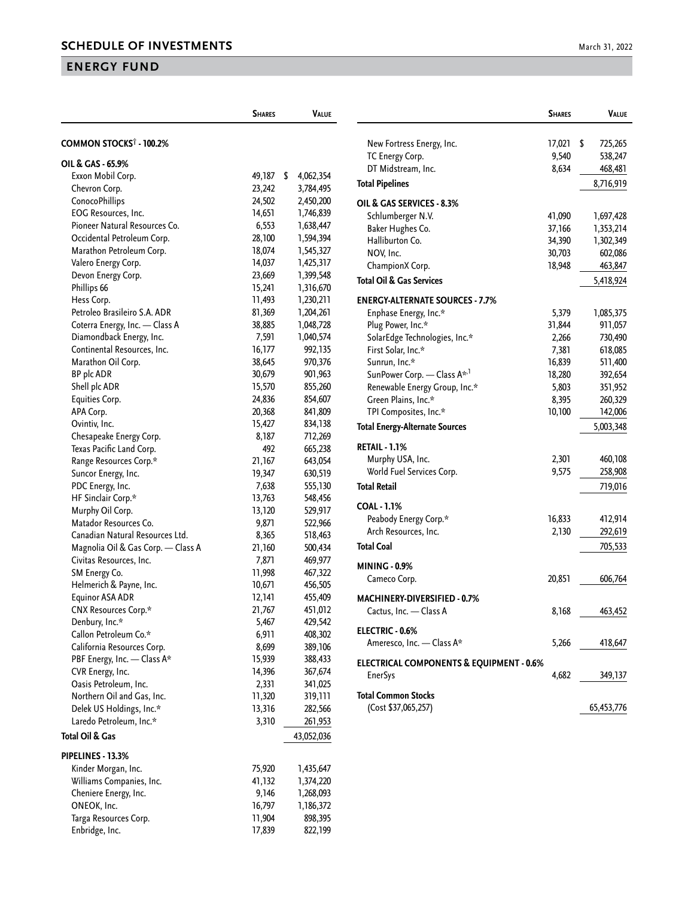## SCHEDULE OF INVESTMENTS

March 31, 2022

## ENERGY FUND

| | Shares | Value |
|---|---|---|
| **COMMON STOCKS† - 100.2%** | | |
| **OIL & GAS - 65.9%** | | |
| Exxon Mobil Corp. | 49,187 | $ 4,062,354 |
| Chevron Corp. | 23,242 | 3,784,495 |
| ConocoPhillips | 24,502 | 2,450,200 |
| EOG Resources, Inc. | 14,651 | 1,746,839 |
| Pioneer Natural Resources Co. | 6,553 | 1,638,447 |
| Occidental Petroleum Corp. | 28,100 | 1,594,394 |
| Marathon Petroleum Corp. | 18,074 | 1,545,327 |
| Valero Energy Corp. | 14,037 | 1,425,317 |
| Devon Energy Corp. | 23,669 | 1,399,548 |
| Phillips 66 | 15,241 | 1,316,670 |
| Hess Corp. | 11,493 | 1,230,211 |
| Petroleo Brasileiro S.A. ADR | 81,369 | 1,204,261 |
| Coterra Energy, Inc. — Class A | 38,885 | 1,048,728 |
| Diamondback Energy, Inc. | 7,591 | 1,040,574 |
| Continental Resources, Inc. | 16,177 | 992,135 |
| Marathon Oil Corp. | 38,645 | 970,376 |
| BP plc ADR | 30,679 | 901,963 |
| Shell plc ADR | 15,570 | 855,260 |
| Equities Corp. | 24,836 | 854,607 |
| APA Corp. | 20,368 | 841,809 |
| Ovintiv, Inc. | 15,427 | 834,138 |
| Chesapeake Energy Corp. | 8,187 | 712,269 |
| Texas Pacific Land Corp. | 492 | 665,238 |
| Range Resources Corp.* | 21,167 | 643,054 |
| Suncor Energy, Inc. | 19,347 | 630,519 |
| PDC Energy, Inc. | 7,638 | 555,130 |
| HF Sinclair Corp.* | 13,763 | 548,456 |
| Murphy Oil Corp. | 13,120 | 529,917 |
| Matador Resources Co. | 9,871 | 522,966 |
| Canadian Natural Resources Ltd. | 8,365 | 518,463 |
| Magnolia Oil & Gas Corp. — Class A | 21,160 | 500,434 |
| Civitas Resources, Inc. | 7,871 | 469,977 |
| SM Energy Co. | 11,998 | 467,322 |
| Helmerich & Payne, Inc. | 10,671 | 456,505 |
| Equinor ASA ADR | 12,141 | 455,409 |
| CNX Resources Corp.* | 21,767 | 451,012 |
| Denbury, Inc.* | 5,467 | 429,542 |
| Callon Petroleum Co.* | 6,911 | 408,302 |
| California Resources Corp. | 8,699 | 389,106 |
| PBF Energy, Inc. — Class A* | 15,939 | 388,433 |
| CVR Energy, Inc. | 14,396 | 367,674 |
| Oasis Petroleum, Inc. | 2,331 | 341,025 |
| Northern Oil and Gas, Inc. | 11,320 | 319,111 |
| Delek US Holdings, Inc.* | 13,316 | 282,566 |
| Laredo Petroleum, Inc.* | 3,310 | 261,953 |
| **Total Oil & Gas** | | 43,052,036 |
| **PIPELINES - 13.3%** | | |
| Kinder Morgan, Inc. | 75,920 | 1,435,647 |
| Williams Companies, Inc. | 41,132 | 1,374,220 |
| Cheniere Energy, Inc. | 9,146 | 1,268,093 |
| ONEOK, Inc. | 16,797 | 1,186,372 |
| Targa Resources Corp. | 11,904 | 898,395 |
| Enbridge, Inc. | 17,839 | 822,199 |
| New Fortress Energy, Inc. | 17,021 | $ 725,265 |
| TC Energy Corp. | 9,540 | 538,247 |
| DT Midstream, Inc. | 8,634 | 468,481 |
| **Total Pipelines** | | 8,716,919 |
| **OIL & GAS SERVICES - 8.3%** | | |
| Schlumberger N.V. | 41,090 | 1,697,428 |
| Baker Hughes Co. | 37,166 | 1,353,214 |
| Halliburton Co. | 34,390 | 1,302,349 |
| NOV, Inc. | 30,703 | 602,086 |
| ChampionX Corp. | 18,948 | 463,847 |
| **Total Oil & Gas Services** | | 5,418,924 |
| **ENERGY-ALTERNATE SOURCES - 7.7%** | | |
| Enphase Energy, Inc.* | 5,379 | 1,085,375 |
| Plug Power, Inc.* | 31,844 | 911,057 |
| SolarEdge Technologies, Inc.* | 2,266 | 730,490 |
| First Solar, Inc.* | 7,381 | 618,085 |
| Sunrun, Inc.* | 16,839 | 511,400 |
| SunPower Corp. — Class A*,[1] | 18,280 | 392,654 |
| Renewable Energy Group, Inc.* | 5,803 | 351,952 |
| Green Plains, Inc.* | 8,395 | 260,329 |
| TPI Composites, Inc.* | 10,100 | 142,006 |
| **Total Energy-Alternate Sources** | | 5,003,348 |
| **RETAIL - 1.1%** | | |
| Murphy USA, Inc. | 2,301 | 460,108 |
| World Fuel Services Corp. | 9,575 | 258,908 |
| **Total Retail** | | 719,016 |
| **COAL - 1.1%** | | |
| Peabody Energy Corp.* | 16,833 | 412,914 |
| Arch Resources, Inc. | 2,130 | 292,619 |
| **Total Coal** | | 705,533 |
| **MINING - 0.9%** | | |
| Cameco Corp. | 20,851 | 606,764 |
| **MACHINERY-DIVERSIFIED - 0.7%** | | |
| Cactus, Inc. — Class A | 8,168 | 463,452 |
| **ELECTRIC - 0.6%** | | |
| Ameresco, Inc. — Class A* | 5,266 | 418,647 |
| **ELECTRICAL COMPONENTS & EQUIPMENT - 0.6%** | | |
| EnerSys | 4,682 | 349,137 |
| **Total Common Stocks** (Cost $37,065,257) | | 65,453,776 |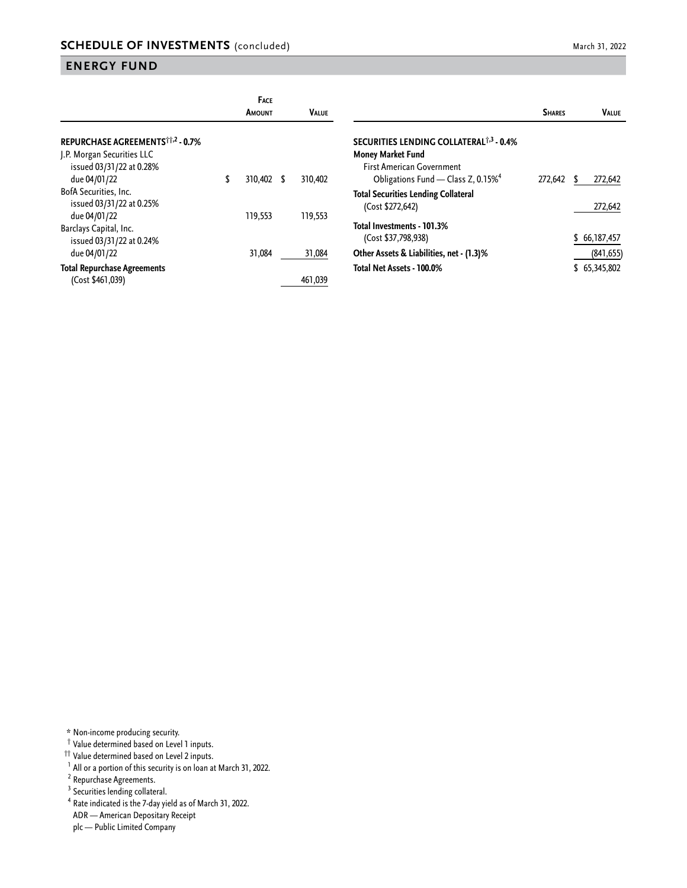## SCHEDULE OF INVESTMENTS (concluded)

## ENERGY FUND

| | Face Amount | Value |
|---|---|---|
| **REPURCHASE AGREEMENTS[††,2] - 0.7%** | | |
| J.P. Morgan Securities LLC issued 03/31/22 at 0.28% due 04/01/22 | $ 310,402 | $ 310,402 |
| BofA Securities, Inc. issued 03/31/22 at 0.25% due 04/01/22 | 119,553 | 119,553 |
| Barclays Capital, Inc. issued 03/31/22 at 0.24% due 04/01/22 | 31,084 | 31,084 |
| **Total Repurchase Agreements** (Cost $461,039) | | 461,039 |

| | Shares | Value |
|---|---|---|
| **SECURITIES LENDING COLLATERAL[†,3] - 0.4%** | | |
| **Money Market Fund** | | |
| First American Government Obligations Fund — Class Z, 0.15%[4] | 272,642 | $ 272,642 |
| **Total Securities Lending Collateral** (Cost $272,642) | | 272,642 |
| **Total Investments - 101.3%** (Cost $37,798,938) | | $ 66,187,457 |
| **Other Assets & Liabilities, net - (1.3)%** | | (841,655) |
| **Total Net Assets - 100.0%** | | $ 65,345,802 |

\* Non-income producing security.

† Value determined based on Level 1 inputs.

†† Value determined based on Level 2 inputs.

1 All or a portion of this security is on loan at March 31, 2022.

2 Repurchase Agreements.

3 Securities lending collateral.

4 Rate indicated is the 7-day yield as of March 31, 2022.

ADR — American Depositary Receipt

plc — Public Limited Company